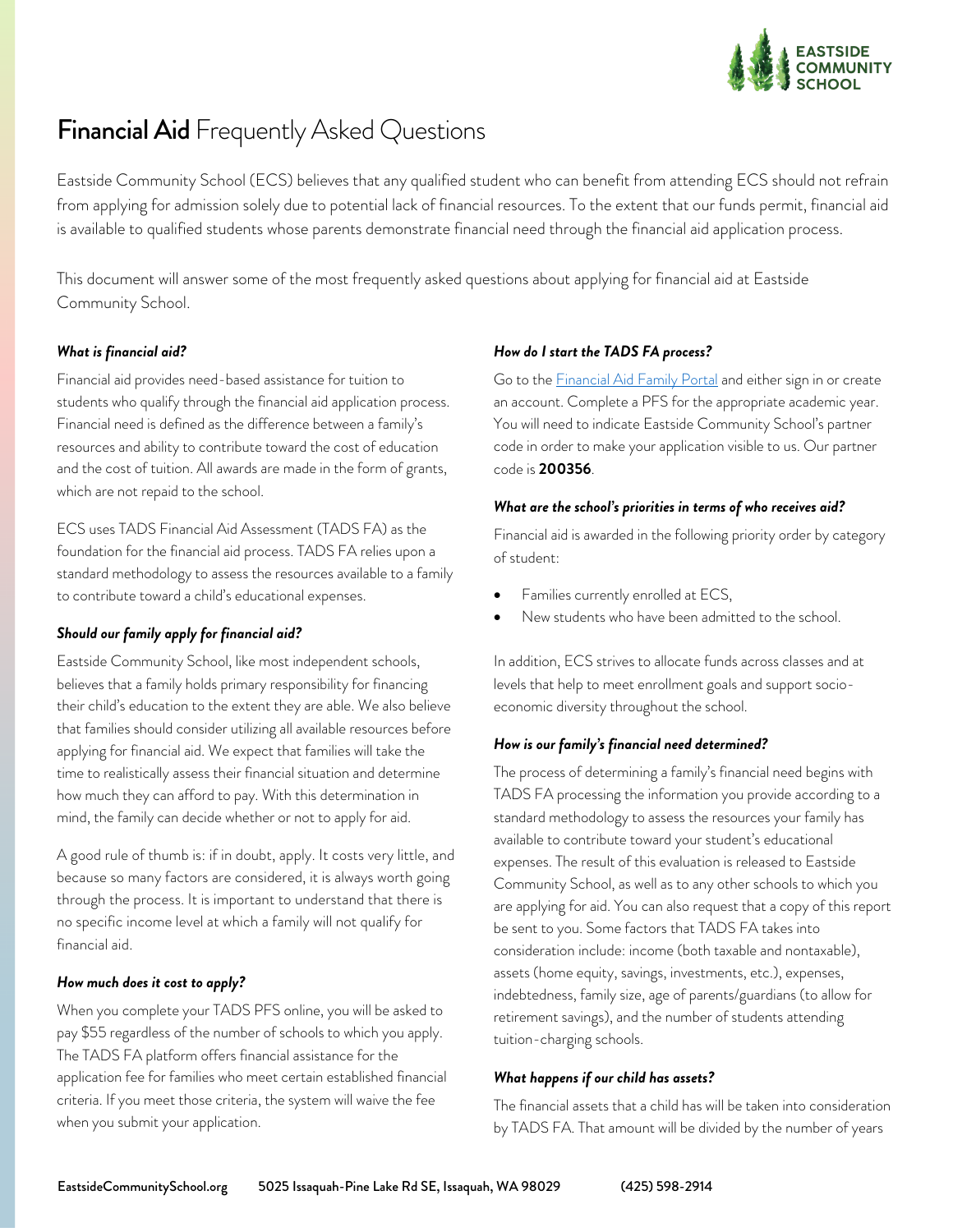# **Financial Aid** Frequently Asked Questions

Eastside Community School (ECS) believes that any qualified student who can benefit from attending ECS should not refrain from applying for admission solely due to potential lack of financial resources. To the extent that our funds permit, financial aid is available to qualified students whose parents demonstrate financial need through the financial aid application process.

This document will answer some of the most frequently asked questions about applying for financial aid at Eastside Community School.

### *What is financial aid?*

Financial aid provides need-based assistance for tuition to students who qualify through the financial aid application process. Financial need is defined as the difference between a family's resources and ability to contribute toward the cost of education and the cost of tuition. All awards are made in the form of grants, which are not repaid to the school.

ECS uses TADS Financial Aid Assessment (TADS FA) as the foundation for the financial aid process. TADS FA relies upon a standard methodology to assess the resources available to a family to contribute toward a child's educational expenses.

### *Should our family apply for financial aid?*

Eastside Community School, like most independent schools, believes that a family holds primary responsibility for financing their child's education to the extent they are able. We also believe that families should consider utilizing all available resources before applying for financial aid. We expect that families will take the time to realistically assess their financial situation and determine how much they can afford to pay. With this determination in mind, the family can decide whether or not to apply for aid.

A good rule of thumb is: if in doubt, apply. It costs very little, and because so many factors are considered, it is always worth going through the process. It is important to understand that there is no specific income level at which a family will not qualify for financial aid.

### *How much does it cost to apply?*

When you complete your TADS PFS online, you will be asked to pay $55 regardless of the number of schools to which you apply. The TADS FA platform offers financial assistance for the application fee for families who meet certain established financial criteria. If you meet those criteria, the system will waive the fee when you submit your application.

### *How do I start the TADS FA process?*

Go to the Financial Aid Family Portal and either sign in or create an account. Complete a PFS for the appropriate academic year. You will need to indicate Eastside Community School's partner code in order to make your application visible to us. Our partner code is **200356**.

### *What are the school's priorities in terms of who receives aid?*

Financial aid is awarded in the following priority order by category of student:

- Families currently enrolled at ECS,
- New students who have been admitted to the school.

In addition, ECS strives to allocate funds across classes and at levels that help to meet enrollment goals and support socio-economic diversity throughout the school.

### *How is our family's financial need determined?*

The process of determining a family's financial need begins with TADS FA processing the information you provide according to a standard methodology to assess the resources your family has available to contribute toward your student's educational expenses. The result of this evaluation is released to Eastside Community School, as well as to any other schools to which you are applying for aid. You can also request that a copy of this report be sent to you. Some factors that TADS FA takes into consideration include: income (both taxable and nontaxable), assets (home equity, savings, investments, etc.), expenses, indebtedness, family size, age of parents/guardians (to allow for retirement savings), and the number of students attending tuition-charging schools.

### *What happens if our child has assets?*

The financial assets that a child has will be taken into consideration by TADS FA. That amount will be divided by the number of years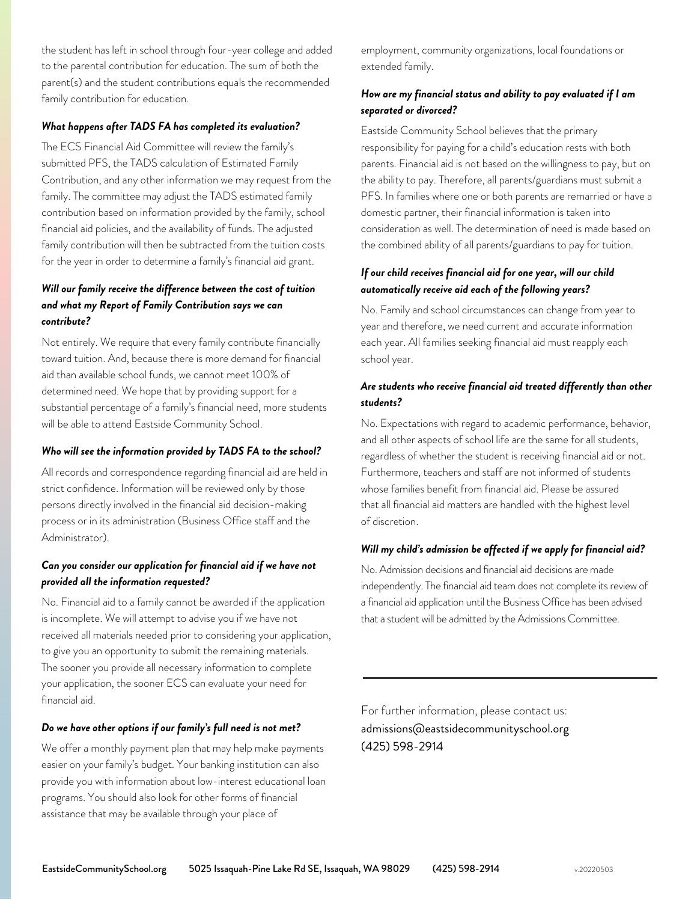the student has left in school through four-year college and added to the parental contribution for education. The sum of both the parent(s) and the student contributions equals the recommended family contribution for education.

***What happens after TADS FA has completed its evaluation?***

The ECS Financial Aid Committee will review the family's submitted PFS, the TADS calculation of Estimated Family Contribution, and any other information we may request from the family. The committee may adjust the TADS estimated family contribution based on information provided by the family, school financial aid policies, and the availability of funds. The adjusted family contribution will then be subtracted from the tuition costs for the year in order to determine a family's financial aid grant.

***Will our family receive the difference between the cost of tuition and what my Report of Family Contribution says we can contribute?***

Not entirely. We require that every family contribute financially toward tuition. And, because there is more demand for financial aid than available school funds, we cannot meet 100% of determined need. We hope that by providing support for a substantial percentage of a family's financial need, more students will be able to attend Eastside Community School.

***Who will see the information provided by TADS FA to the school?***

All records and correspondence regarding financial aid are held in strict confidence. Information will be reviewed only by those persons directly involved in the financial aid decision-making process or in its administration (Business Office staff and the Administrator).

***Can you consider our application for financial aid if we have not provided all the information requested?***

No. Financial aid to a family cannot be awarded if the application is incomplete. We will attempt to advise you if we have not received all materials needed prior to considering your application, to give you an opportunity to submit the remaining materials. The sooner you provide all necessary information to complete your application, the sooner ECS can evaluate your need for financial aid.

***Do we have other options if our family's full need is not met?***

We offer a monthly payment plan that may help make payments easier on your family's budget. Your banking institution can also provide you with information about low-interest educational loan programs. You should also look for other forms of financial assistance that may be available through your place of employment, community organizations, local foundations or extended family.

***How are my financial status and ability to pay evaluated if I am separated or divorced?***

Eastside Community School believes that the primary responsibility for paying for a child's education rests with both parents. Financial aid is not based on the willingness to pay, but on the ability to pay. Therefore, all parents/guardians must submit a PFS. In families where one or both parents are remarried or have a domestic partner, their financial information is taken into consideration as well. The determination of need is made based on the combined ability of all parents/guardians to pay for tuition.

***If our child receives financial aid for one year, will our child automatically receive aid each of the following years?***

No. Family and school circumstances can change from year to year and therefore, we need current and accurate information each year. All families seeking financial aid must reapply each school year.

***Are students who receive financial aid treated differently than other students?***

No. Expectations with regard to academic performance, behavior, and all other aspects of school life are the same for all students, regardless of whether the student is receiving financial aid or not. Furthermore, teachers and staff are not informed of students whose families benefit from financial aid. Please be assured that all financial aid matters are handled with the highest level of discretion.

***Will my child's admission be affected if we apply for financial aid?***

No. Admission decisions and financial aid decisions are made independently. The financial aid team does not complete its review of a financial aid application until the Business Office has been advised that a student will be admitted by the Admissions Committee.

---

For further information, please contact us:
admissions@eastsidecommunityschool.org
(425) 598-2914

**EastsideCommunitySchool.org** **5025 Issaquah-Pine Lake Rd SE, Issaquah, WA 98029** **(425) 598-2914** v.20220503